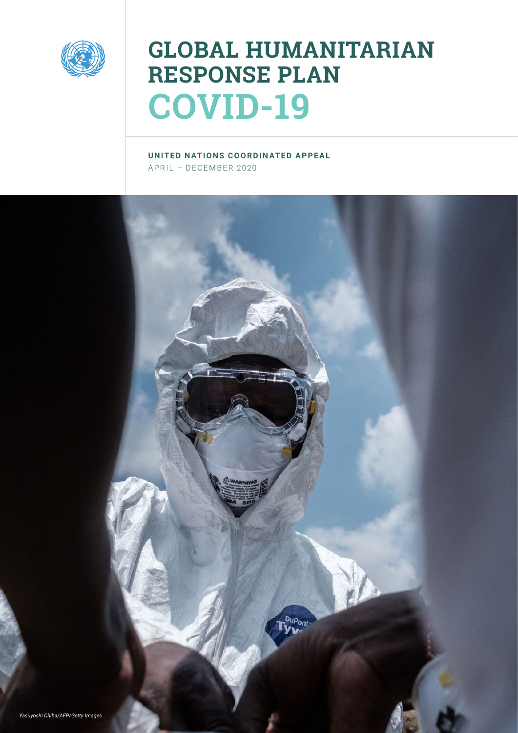# GLOBAL HUMANITARIAN RESPONSE PLAN COVID-19

**UNITED NATIONS COORDINATED APPEAL**

APRIL – DECEMBER 2020

*Yasuyoshi Chiba/AFP/Getty Images*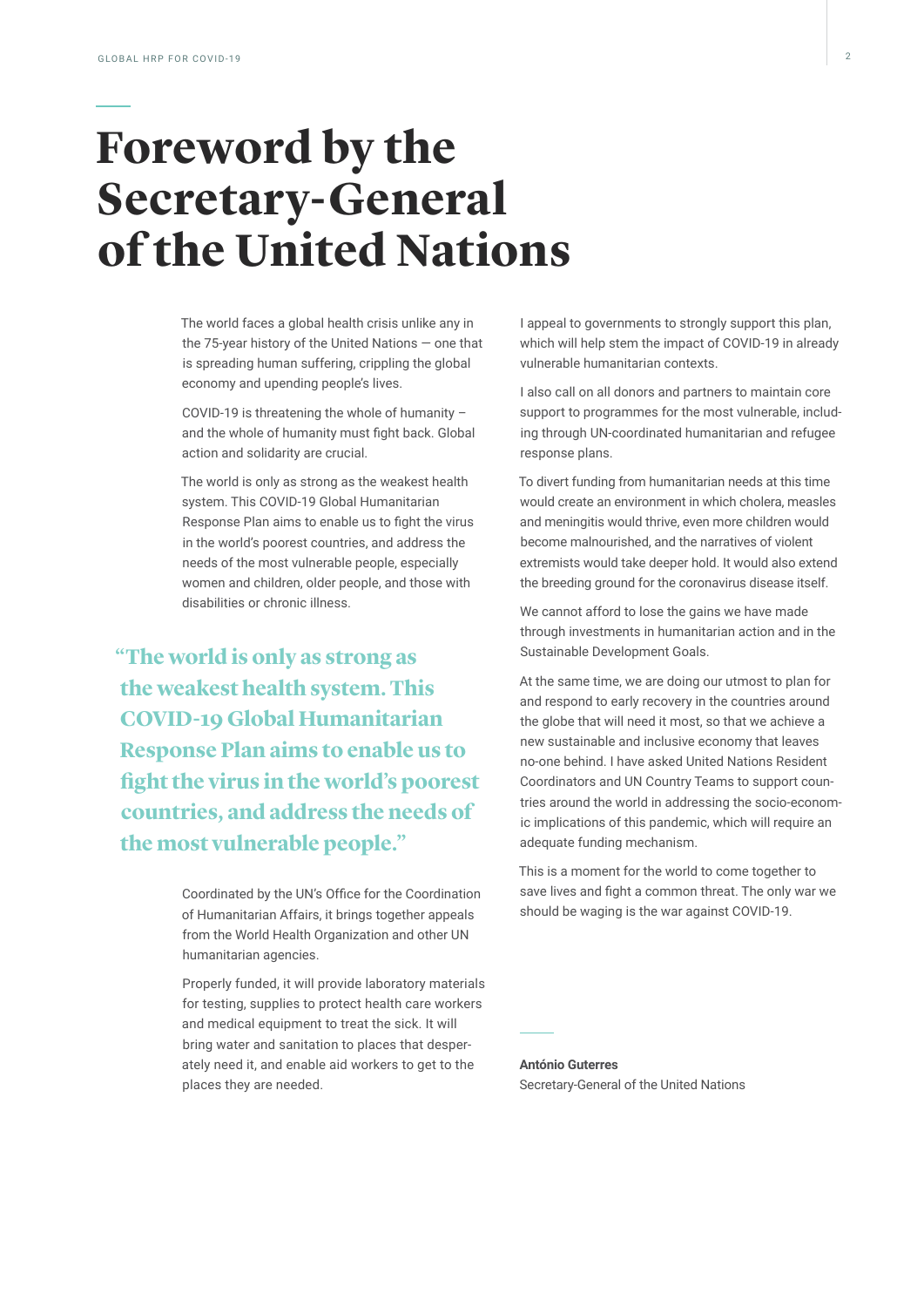# Foreword by the Secretary-General of the United Nations

The world faces a global health crisis unlike any in the 75-year history of the United Nations — one that is spreading human suffering, crippling the global economy and upending people's lives.

COVID-19 is threatening the whole of humanity – and the whole of humanity must fight back. Global action and solidarity are crucial.

The world is only as strong as the weakest health system. This COVID-19 Global Humanitarian Response Plan aims to enable us to fight the virus in the world's poorest countries, and address the needs of the most vulnerable people, especially women and children, older people, and those with disabilities or chronic illness.

> "The world is only as strong as the weakest health system. This COVID-19 Global Humanitarian Response Plan aims to enable us to fight the virus in the world's poorest countries, and address the needs of the most vulnerable people."

Coordinated by the UN's Office for the Coordination of Humanitarian Affairs, it brings together appeals from the World Health Organization and other UN humanitarian agencies.

Properly funded, it will provide laboratory materials for testing, supplies to protect health care workers and medical equipment to treat the sick. It will bring water and sanitation to places that desperately need it, and enable aid workers to get to the places they are needed.

I appeal to governments to strongly support this plan, which will help stem the impact of COVID-19 in already vulnerable humanitarian contexts.

I also call on all donors and partners to maintain core support to programmes for the most vulnerable, including through UN-coordinated humanitarian and refugee response plans.

To divert funding from humanitarian needs at this time would create an environment in which cholera, measles and meningitis would thrive, even more children would become malnourished, and the narratives of violent extremists would take deeper hold. It would also extend the breeding ground for the coronavirus disease itself.

We cannot afford to lose the gains we have made through investments in humanitarian action and in the Sustainable Development Goals.

At the same time, we are doing our utmost to plan for and respond to early recovery in the countries around the globe that will need it most, so that we achieve a new sustainable and inclusive economy that leaves no-one behind. I have asked United Nations Resident Coordinators and UN Country Teams to support countries around the world in addressing the socio-economic implications of this pandemic, which will require an adequate funding mechanism.

This is a moment for the world to come together to save lives and fight a common threat. The only war we should be waging is the war against COVID-19.

**António Guterres**
Secretary-General of the United Nations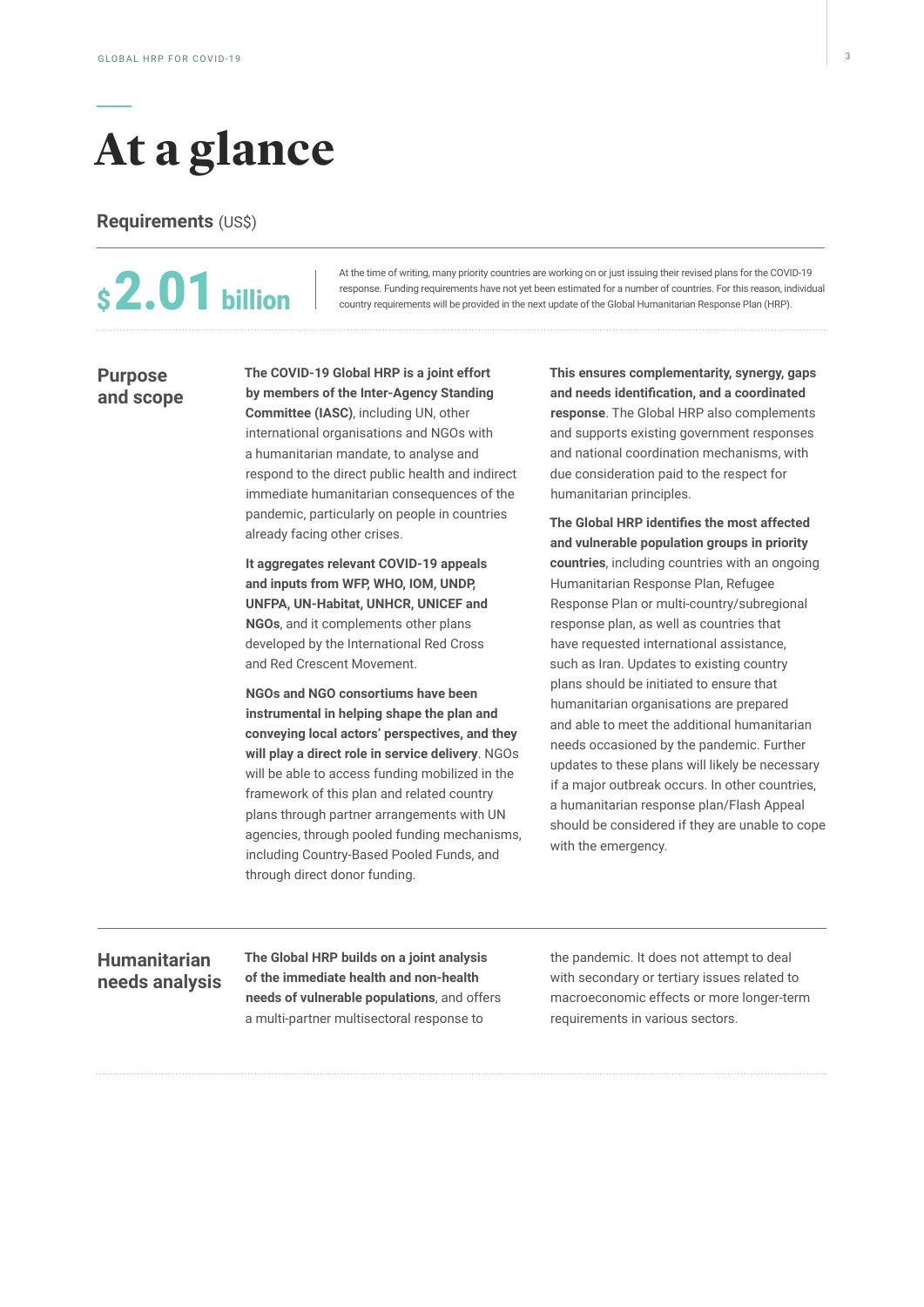# At a glance

## Requirements (US$)

**$2.01 billion**

At the time of writing, many priority countries are working on or just issuing their revised plans for the COVID-19 response. Funding requirements have not yet been estimated for a number of countries. For this reason, individual country requirements will be provided in the next update of the Global Humanitarian Response Plan (HRP).

## Purpose and scope

**The COVID-19 Global HRP is a joint effort by members of the Inter-Agency Standing Committee (IASC)**, including UN, other international organisations and NGOs with a humanitarian mandate, to analyse and respond to the direct public health and indirect immediate humanitarian consequences of the pandemic, particularly on people in countries already facing other crises.

**It aggregates relevant COVID-19 appeals and inputs from WFP, WHO, IOM, UNDP, UNFPA, UN-Habitat, UNHCR, UNICEF and NGOs**, and it complements other plans developed by the International Red Cross and Red Crescent Movement.

**NGOs and NGO consortiums have been instrumental in helping shape the plan and conveying local actors' perspectives, and they will play a direct role in service delivery**. NGOs will be able to access funding mobilized in the framework of this plan and related country plans through partner arrangements with UN agencies, through pooled funding mechanisms, including Country-Based Pooled Funds, and through direct donor funding.

**This ensures complementarity, synergy, gaps and needs identification, and a coordinated response**. The Global HRP also complements and supports existing government responses and national coordination mechanisms, with due consideration paid to the respect for humanitarian principles.

**The Global HRP identifies the most affected and vulnerable population groups in priority countries**, including countries with an ongoing Humanitarian Response Plan, Refugee Response Plan or multi-country/subregional response plan, as well as countries that have requested international assistance, such as Iran. Updates to existing country plans should be initiated to ensure that humanitarian organisations are prepared and able to meet the additional humanitarian needs occasioned by the pandemic. Further updates to these plans will likely be necessary if a major outbreak occurs. In other countries, a humanitarian response plan/Flash Appeal should be considered if they are unable to cope with the emergency.

## Humanitarian needs analysis

**The Global HRP builds on a joint analysis of the immediate health and non-health needs of vulnerable populations**, and offers a multi-partner multisectoral response to the pandemic. It does not attempt to deal with secondary or tertiary issues related to macroeconomic effects or more longer-term requirements in various sectors.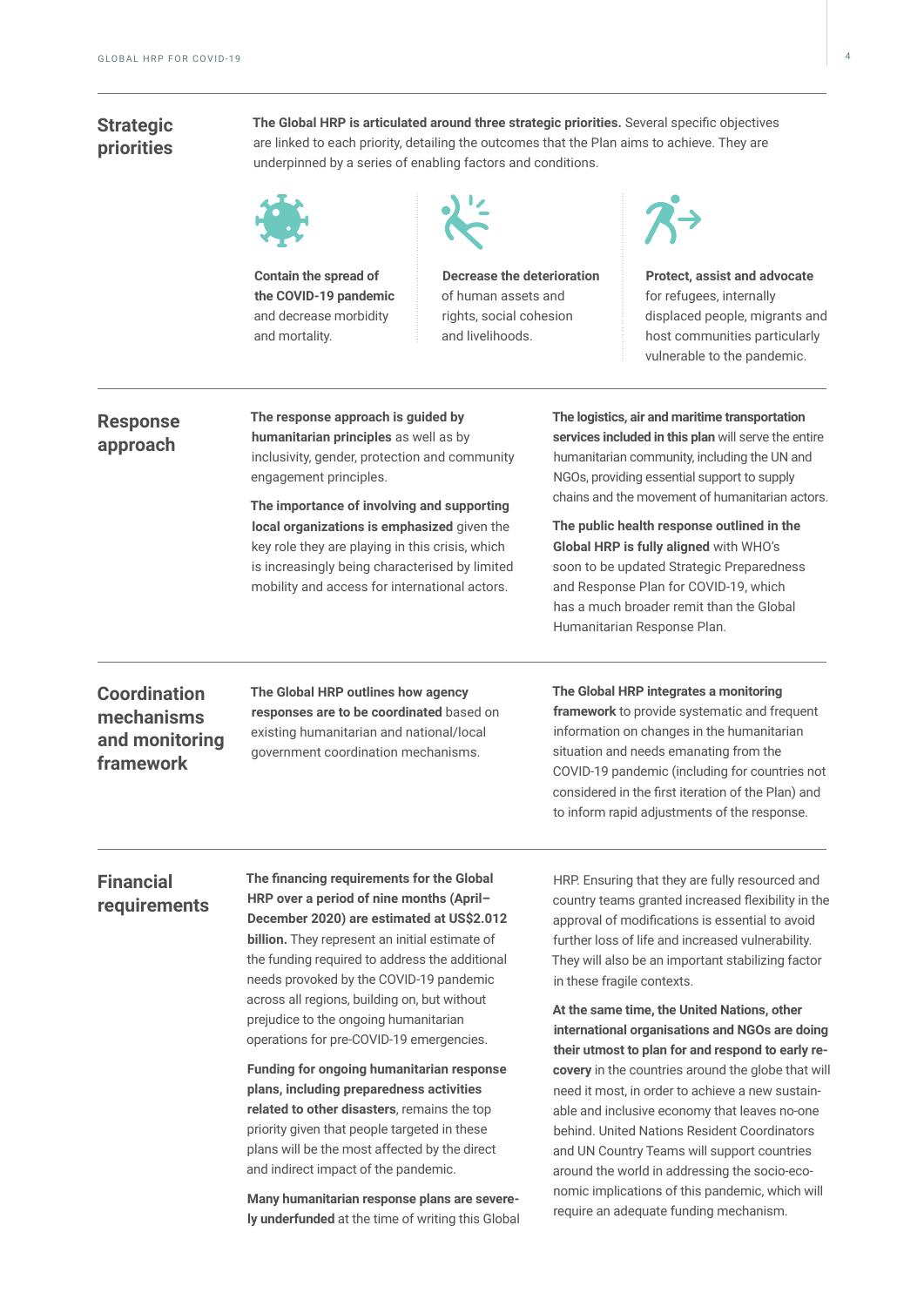## Strategic priorities

**The Global HRP is articulated around three strategic priorities.** Several specific objectives are linked to each priority, detailing the outcomes that the Plan aims to achieve. They are underpinned by a series of enabling factors and conditions.

**Contain the spread of the COVID-19 pandemic** and decrease morbidity and mortality.

**Decrease the deterioration** of human assets and rights, social cohesion and livelihoods.

**Protect, assist and advocate** for refugees, internally displaced people, migrants and host communities particularly vulnerable to the pandemic.

## Response approach

**The response approach is guided by humanitarian principles** as well as by inclusivity, gender, protection and community engagement principles.

**The importance of involving and supporting local organizations is emphasized** given the key role they are playing in this crisis, which is increasingly being characterised by limited mobility and access for international actors.

**The logistics, air and maritime transportation services included in this plan** will serve the entire humanitarian community, including the UN and NGOs, providing essential support to supply chains and the movement of humanitarian actors.

**The public health response outlined in the Global HRP is fully aligned** with WHO's soon to be updated Strategic Preparedness and Response Plan for COVID-19, which has a much broader remit than the Global Humanitarian Response Plan.

## Coordination mechanisms and monitoring framework

**The Global HRP outlines how agency responses are to be coordinated** based on existing humanitarian and national/local government coordination mechanisms.

**The Global HRP integrates a monitoring framework** to provide systematic and frequent information on changes in the humanitarian situation and needs emanating from the COVID-19 pandemic (including for countries not considered in the first iteration of the Plan) and to inform rapid adjustments of the response.

## Financial requirements

**The financing requirements for the Global HRP over a period of nine months (April–December 2020) are estimated at US$2.012 billion.** They represent an initial estimate of the funding required to address the additional needs provoked by the COVID-19 pandemic across all regions, building on, but without prejudice to the ongoing humanitarian operations for pre-COVID-19 emergencies.

**Funding for ongoing humanitarian response plans, including preparedness activities related to other disasters**, remains the top priority given that people targeted in these plans will be the most affected by the direct and indirect impact of the pandemic.

**Many humanitarian response plans are severely underfunded** at the time of writing this Global HRP. Ensuring that they are fully resourced and country teams granted increased flexibility in the approval of modifications is essential to avoid further loss of life and increased vulnerability. They will also be an important stabilizing factor in these fragile contexts.

**At the same time, the United Nations, other international organisations and NGOs are doing their utmost to plan for and respond to early recovery** in the countries around the globe that will need it most, in order to achieve a new sustainable and inclusive economy that leaves no-one behind. United Nations Resident Coordinators and UN Country Teams will support countries around the world in addressing the socio-economic implications of this pandemic, which will require an adequate funding mechanism.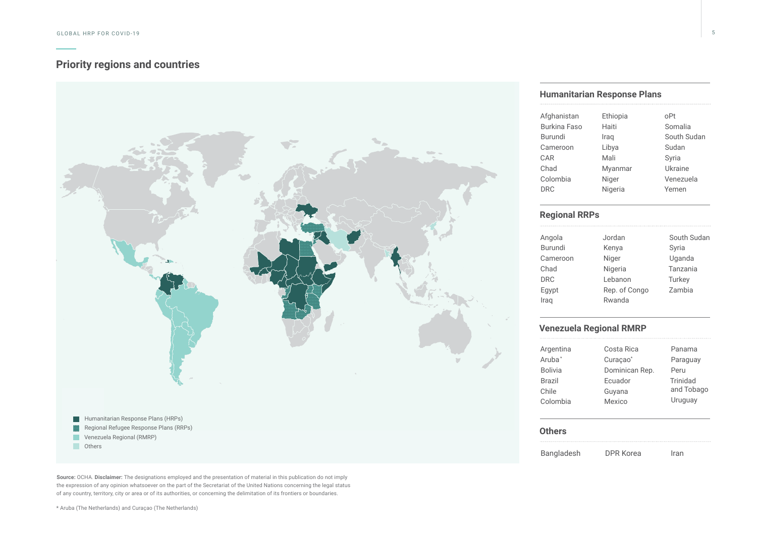## Priority regions and countries

Humanitarian Response Plans (HRPs)
Regional Refugee Response Plans (RRPs)
Venezuela Regional (RMRP)
Others

### Humanitarian Response Plans

| | | |
|---|---|---|
| Afghanistan | Ethiopia | oPt |
| Burkina Faso | Haiti | Somalia |
| Burundi | Iraq | South Sudan |
| Cameroon | Libya | Sudan |
| CAR | Mali | Syria |
| Chad | Myanmar | Ukraine |
| Colombia | Niger | Venezuela |
| DRC | Nigeria | Yemen |

### Regional RRPs

| | | |
|---|---|---|
| Angola | Jordan | South Sudan |
| Burundi | Kenya | Syria |
| Cameroon | Niger | Uganda |
| Chad | Nigeria | Tanzania |
| DRC | Lebanon | Turkey |
| Egypt | Rep. of Congo | Zambia |
| Iraq | Rwanda | |

### Venezuela Regional RMRP

| | | |
|---|---|---|
| Argentina | Costa Rica | Panama |
| Aruba* | Curaçao* | Paraguay |
| Bolivia | Dominican Rep. | Peru |
| Brazil | Ecuador | Trinidad and Tobago |
| Chile | Guyana | Uruguay |
| Colombia | Mexico | |

### Others

| | | |
|---|---|---|
| Bangladesh | DPR Korea | Iran |

**Source:** OCHA. **Disclaimer:** The designations employed and the presentation of material in this publication do not imply the expression of any opinion whatsoever on the part of the Secretariat of the United Nations concerning the legal status of any country, territory, city or area or of its authorities, or concerning the delimitation of its frontiers or boundaries.

\* Aruba (The Netherlands) and Curaçao (The Netherlands)